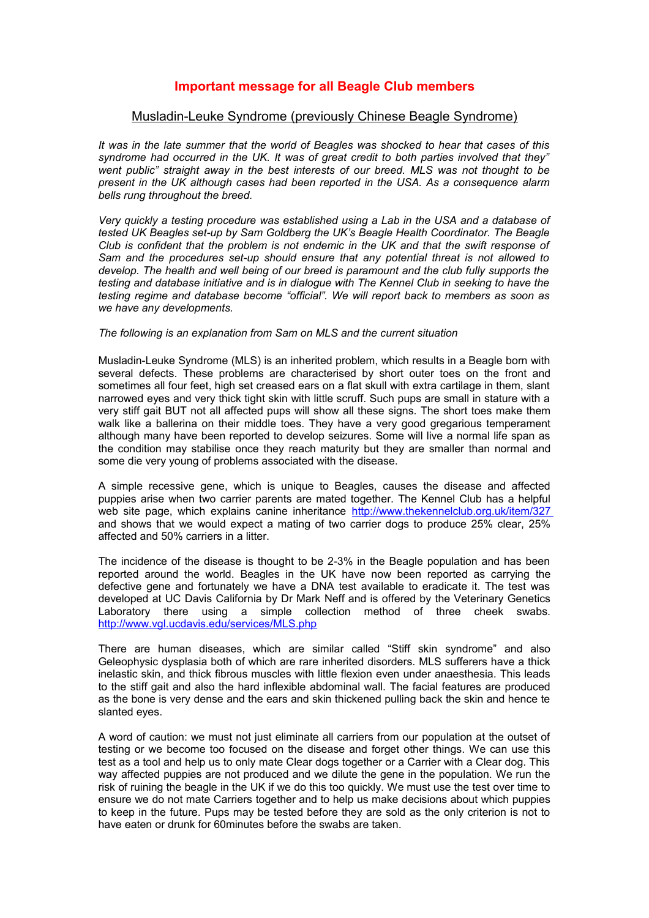# Important message for all Beagle Club members

## Musladin-Leuke Syndrome (previously Chinese Beagle Syndrome)

*It was in the late summer that the world of Beagles was shocked to hear that cases of this syndrome had occurred in the UK. It was of great credit to both parties involved that they" went public" straight away in the best interests of our breed. MLS was not thought to be present in the UK although cases had been reported in the USA. As a consequence alarm bells rung throughout the breed.*

*Very quickly a testing procedure was established using a Lab in the USA and a database of tested UK Beagles set-up by Sam Goldberg the UK's Beagle Health Coordinator. The Beagle Club is confident that the problem is not endemic in the UK and that the swift response of Sam and the procedures set-up should ensure that any potential threat is not allowed to develop. The health and well being of our breed is paramount and the club fully supports the testing and database initiative and is in dialogue with The Kennel Club in seeking to have the testing regime and database become "official". We will report back to members as soon as we have any developments.*

*The following is an explanation from Sam on MLS and the current situation*

Musladin-Leuke Syndrome (MLS) is an inherited problem, which results in a Beagle born with several defects. These problems are characterised by short outer toes on the front and sometimes all four feet, high set creased ears on a flat skull with extra cartilage in them, slant narrowed eyes and very thick tight skin with little scruff. Such pups are small in stature with a very stiff gait BUT not all affected pups will show all these signs. The short toes make them walk like a ballerina on their middle toes. They have a very good gregarious temperament although many have been reported to develop seizures. Some will live a normal life span as the condition may stabilise once they reach maturity but they are smaller than normal and some die very young of problems associated with the disease.

A simple recessive gene, which is unique to Beagles, causes the disease and affected puppies arise when two carrier parents are mated together. The Kennel Club has a helpful web site page, which explains canine inheritance http://www.thekennelclub.org.uk/item/327 and shows that we would expect a mating of two carrier dogs to produce 25% clear, 25% affected and 50% carriers in a litter.

The incidence of the disease is thought to be 2-3% in the Beagle population and has been reported around the world. Beagles in the UK have now been reported as carrying the defective gene and fortunately we have a DNA test available to eradicate it. The test was developed at UC Davis California by Dr Mark Neff and is offered by the Veterinary Genetics Laboratory there using a simple collection method of three cheek swabs. http://www.vgl.ucdavis.edu/services/MLS.php

There are human diseases, which are similar called "Stiff skin syndrome" and also Geleophysic dysplasia both of which are rare inherited disorders. MLS sufferers have a thick inelastic skin, and thick fibrous muscles with little flexion even under anaesthesia. This leads to the stiff gait and also the hard inflexible abdominal wall. The facial features are produced as the bone is very dense and the ears and skin thickened pulling back the skin and hence te slanted eyes.

A word of caution: we must not just eliminate all carriers from our population at the outset of testing or we become too focused on the disease and forget other things. We can use this test as a tool and help us to only mate Clear dogs together or a Carrier with a Clear dog. This way affected puppies are not produced and we dilute the gene in the population. We run the risk of ruining the beagle in the UK if we do this too quickly. We must use the test over time to ensure we do not mate Carriers together and to help us make decisions about which puppies to keep in the future. Pups may be tested before they are sold as the only criterion is not to have eaten or drunk for 60minutes before the swabs are taken.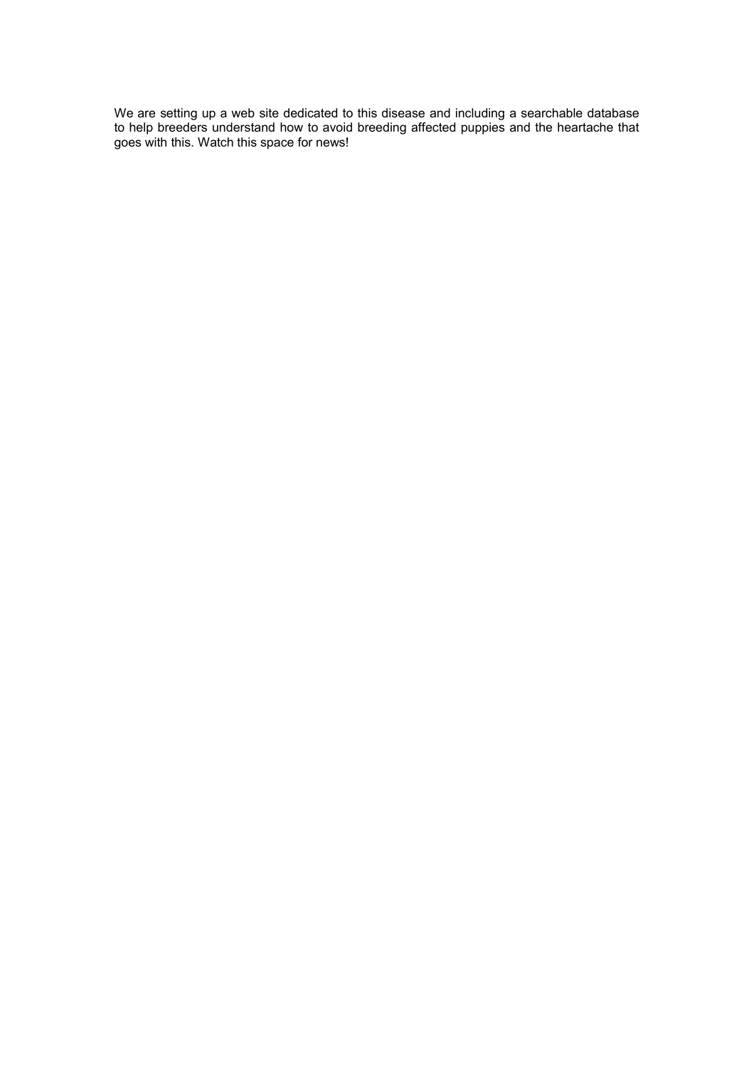We are setting up a web site dedicated to this disease and including a searchable database to help breeders understand how to avoid breeding affected puppies and the heartache that goes with this. Watch this space for news!